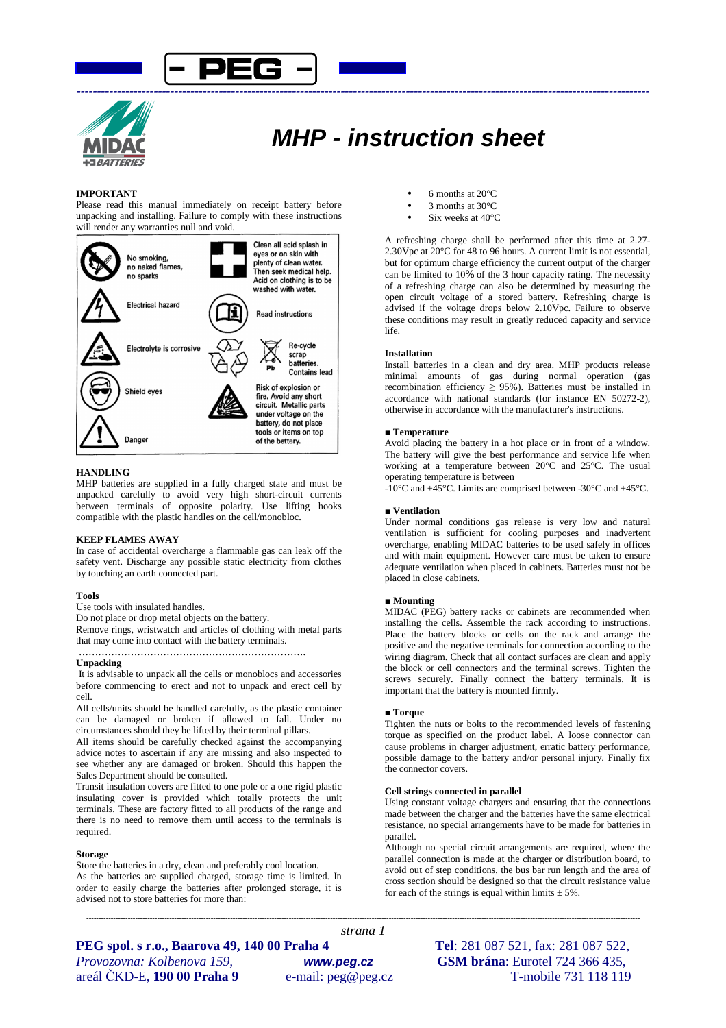# MHP - instruction sheet

**IMPORTANT**

Please read this manual immediately on receipt battery before unpacking and installing. Failure to comply with these instructions will render any warranties null and void.

| | | | |
|---|---|---|---|
| | No smoking, no naked flames, no sparks | | Clean all acid splash in eyes or on skin with plenty of clean water. Then seek medical help. Acid on clothing is to be washed with water. |
| | Electrical hazard | | Read instructions |
| | Electrolyte is corrosive | | Re-cycle scrap batteries. Contains lead |
| | Shield eyes | | Risk of explosion or fire. Avoid any short circuit. Metallic parts under voltage on the battery, do not place tools or items on top of the battery. |
| | Danger | | |

**HANDLING**

MHP batteries are supplied in a fully charged state and must be unpacked carefully to avoid very high short-circuit currents between terminals of opposite polarity. Use lifting hooks compatible with the plastic handles on the cell/monobloc.

**KEEP FLAMES AWAY**

In case of accidental overcharge a flammable gas can leak off the safety vent. Discharge any possible static electricity from clothes by touching an earth connected part.

**Tools**

Use tools with insulated handles.

Do not place or drop metal objects on the battery.

Remove rings, wristwatch and articles of clothing with metal parts that may come into contact with the battery terminals.

……………………………………………………………

**Unpacking**

It is advisable to unpack all the cells or monoblocs and accessories before commencing to erect and not to unpack and erect cell by cell.

All cells/units should be handled carefully, as the plastic container can be damaged or broken if allowed to fall. Under no circumstances should they be lifted by their terminal pillars.

All items should be carefully checked against the accompanying advice notes to ascertain if any are missing and also inspected to see whether any are damaged or broken. Should this happen the Sales Department should be consulted.

Transit insulation covers are fitted to one pole or a one rigid plastic insulating cover is provided which totally protects the unit terminals. These are factory fitted to all products of the range and there is no need to remove them until access to the terminals is required.

**Storage**

Store the batteries in a dry, clean and preferably cool location.

As the batteries are supplied charged, storage time is limited. In order to easily charge the batteries after prolonged storage, it is advised not to store batteries for more than:

- 6 months at 20°C
- 3 months at 30°C
- Six weeks at 40°C

A refreshing charge shall be performed after this time at 2.27-2.30Vpc at 20°C for 48 to 96 hours. A current limit is not essential, but for optimum charge efficiency the current output of the charger can be limited to 10% of the 3 hour capacity rating. The necessity of a refreshing charge can also be determined by measuring the open circuit voltage of a stored battery. Refreshing charge is advised if the voltage drops below 2.10Vpc. Failure to observe these conditions may result in greatly reduced capacity and service life.

**Installation**

Install batteries in a clean and dry area. MHP products release minimal amounts of gas during normal operation (gas recombination efficiency $\geq$ 95%). Batteries must be installed in accordance with national standards (for instance EN 50272-2), otherwise in accordance with the manufacturer's instructions.

**■ Temperature**

Avoid placing the battery in a hot place or in front of a window. The battery will give the best performance and service life when working at a temperature between 20°C and 25°C. The usual operating temperature is between -10°C and +45°C. Limits are comprised between -30°C and +45°C.

**■ Ventilation**

Under normal conditions gas release is very low and natural ventilation is sufficient for cooling purposes and inadvertent overcharge, enabling MIDAC batteries to be used safely in offices and with main equipment. However care must be taken to ensure adequate ventilation when placed in cabinets. Batteries must not be placed in close cabinets.

**■ Mounting**

MIDAC (PEG) battery racks or cabinets are recommended when installing the cells. Assemble the rack according to instructions. Place the battery blocks or cells on the rack and arrange the positive and the negative terminals for connection according to the wiring diagram. Check that all contact surfaces are clean and apply the block or cell connectors and the terminal screws. Tighten the screws securely. Finally connect the battery terminals. It is important that the battery is mounted firmly.

**■ Torque**

Tighten the nuts or bolts to the recommended levels of fastening torque as specified on the product label. A loose connector can cause problems in charger adjustment, erratic battery performance, possible damage to the battery and/or personal injury. Finally fix the connector covers.

**Cell strings connected in parallel**

Using constant voltage chargers and ensuring that the connections made between the charger and the batteries have the same electrical resistance, no special arrangements have to be made for batteries in parallel.

Although no special circuit arrangements are required, where the parallel connection is made at the charger or distribution board, to avoid out of step conditions, the bus bar run length and the area of cross section should be designed so that the circuit resistance value for each of the strings is equal within limits ± 5%.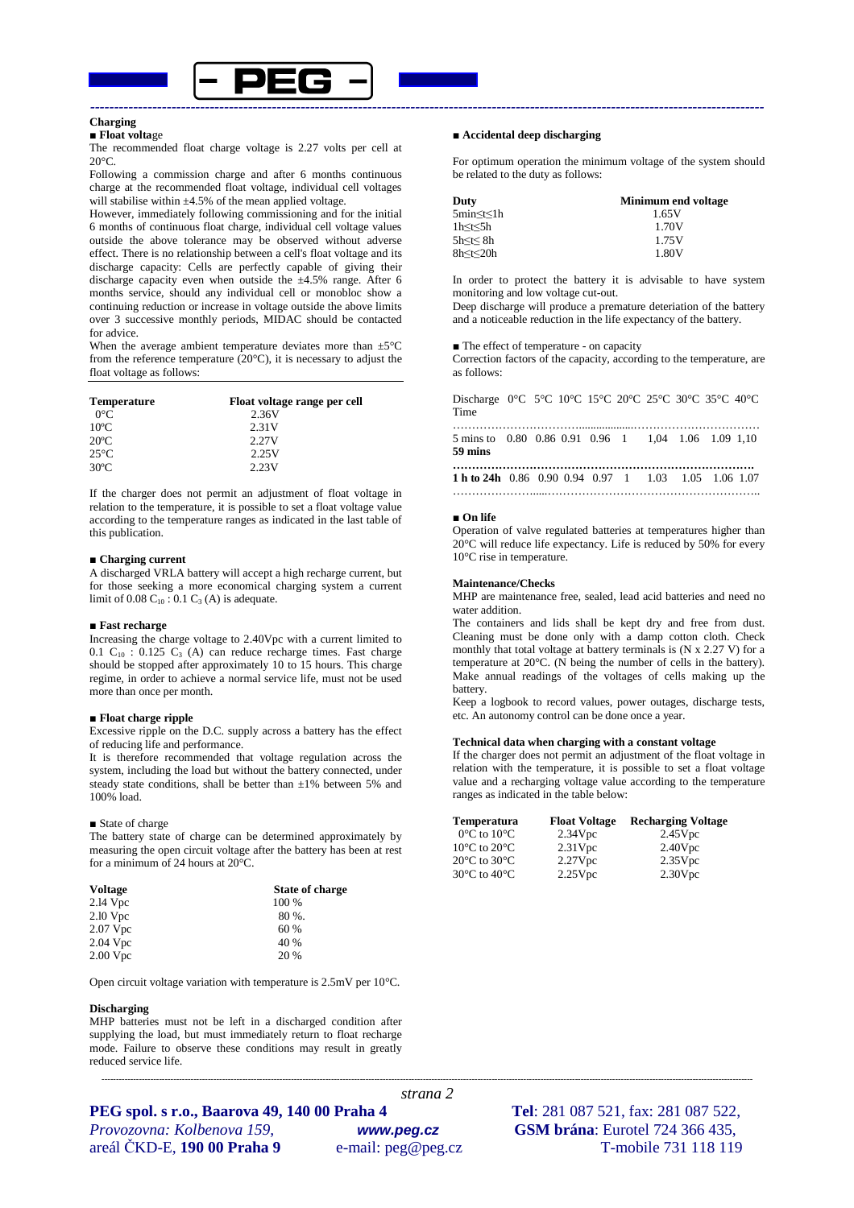## Charging

■ **Float volta**ge

The recommended float charge voltage is 2.27 volts per cell at 20°C.

Following a commission charge and after 6 months continuous charge at the recommended float voltage, individual cell voltages will stabilise within ±4.5% of the mean applied voltage.

However, immediately following commissioning and for the initial 6 months of continuous float charge, individual cell voltage values outside the above tolerance may be observed without adverse effect. There is no relationship between a cell's float voltage and its discharge capacity: Cells are perfectly capable of giving their discharge capacity even when outside the ±4.5% range. After 6 months service, should any individual cell or monobloc show a continuing reduction or increase in voltage outside the above limits over 3 successive monthly periods, MIDAC should be contacted for advice.

When the average ambient temperature deviates more than ±5°C from the reference temperature (20°C), it is necessary to adjust the float voltage as follows:

| Temperature | Float voltage range per cell |
|---|---|
| 0°C | 2.36V |
| 10ºC | 2.31V |
| 20ºC | 2.27V |
| 25ºC | 2.25V |
| 30ºC | 2.23V |

If the charger does not permit an adjustment of float voltage in relation to the temperature, it is possible to set a float voltage value according to the temperature ranges as indicated in the last table of this publication.

■ **Charging current**

A discharged VRLA battery will accept a high recharge current, but for those seeking a more economical charging system a current limit of 0.08 $C_{10}$ : 0.1 $C_3$ (A) is adequate.

■ **Fast recharge**

Increasing the charge voltage to 2.40Vpc with a current limited to 0.1 $C_{10}$ : 0.125 $C_3$ (A) can reduce recharge times. Fast charge should be stopped after approximately 10 to 15 hours. This charge regime, in order to achieve a normal service life, must not be used more than once per month.

■ **Float charge ripple**

Excessive ripple on the D.C. supply across a battery has the effect of reducing life and performance.

It is therefore recommended that voltage regulation across the system, including the load but without the battery connected, under steady state conditions, shall be better than ±1% between 5% and 100% load.

■ State of charge

The battery state of charge can be determined approximately by measuring the open circuit voltage after the battery has been at rest for a minimum of 24 hours at 20°C.

| Voltage | State of charge |
|---|---|
| 2.l4 Vpc | 100 % |
| 2.l0 Vpc | 80 %. |
| 2.07 Vpc | 60 % |
| 2.04 Vpc | 40 % |
| 2.00 Vpc | 20 % |

Open circuit voltage variation with temperature is 2.5mV per 10°C.

## Discharging

MHP batteries must not be left in a discharged condition after supplying the load, but must immediately return to float recharge mode. Failure to observe these conditions may result in greatly reduced service life.

■ **Accidental deep discharging**

For optimum operation the minimum voltage of the system should be related to the duty as follows:

| Duty | Minimum end voltage |
|---|---|
| 5min≤t≤1h | 1.65V |
| 1h≤t≤5h | 1.70V |
| 5h≤t≤ 8h | 1.75V |
| 8h≤t≤20h | 1.80V |

In order to protect the battery it is advisable to have system monitoring and low voltage cut-out.

Deep discharge will produce a premature deteriation of the battery and a noticeable reduction in the life expectancy of the battery.

■ The effect of temperature - on capacity

Correction factors of the capacity, according to the temperature, are as follows:

| Discharge Time | 0°C | 5°C | 10°C | 15°C | 20°C | 25°C | 30°C | 35°C | 40°C |
|---|---|---|---|---|---|---|---|---|---|
| 5 mins to **59 mins** | 0.80 | 0.86 | 0.91 | 0.96 | 1 | 1,04 | 1.06 | 1.09 | 1,10 |
| **1 h to 24h** | 0.86 | 0.90 | 0.94 | 0.97 | 1 | 1.03 | 1.05 | 1.06 | 1.07 |

■ **On life**

Operation of valve regulated batteries at temperatures higher than 20°C will reduce life expectancy. Life is reduced by 50% for every 10°C rise in temperature.

## Maintenance/Checks

MHP are maintenance free, sealed, lead acid batteries and need no water addition.

The containers and lids shall be kept dry and free from dust. Cleaning must be done only with a damp cotton cloth. Check monthly that total voltage at battery terminals is (N x 2.27 V) for a temperature at 20°C. (N being the number of cells in the battery). Make annual readings of the voltages of cells making up the battery.

Keep a logbook to record values, power outages, discharge tests, etc. An autonomy control can be done once a year.

## Technical data when charging with a constant voltage

If the charger does not permit an adjustment of the float voltage in relation with the temperature, it is possible to set a float voltage value and a recharging voltage value according to the temperature ranges as indicated in the table below:

| Temperatura | Float Voltage | Recharging Voltage |
|---|---|---|
| 0°C to 10°C | 2.34Vpc | 2.45Vpc |
| 10°C to 20°C | 2.31Vpc | 2.40Vpc |
| 20°C to 30°C | 2.27Vpc | 2.35Vpc |
| 30°C to 40°C | 2.25Vpc | 2.30Vpc |

**PEG spol. s r.o., Baarova 49, 140 00 Praha 4**
*Provozovna: Kolbenova 159,*
areál ČKD-E, **190 00 Praha 9**

***www.peg.cz***
e-mail: peg@peg.cz

**Tel**: 281 087 521, fax: 281 087 522,
**GSM brána**: Eurotel 724 366 435,
T-mobile 731 118 119